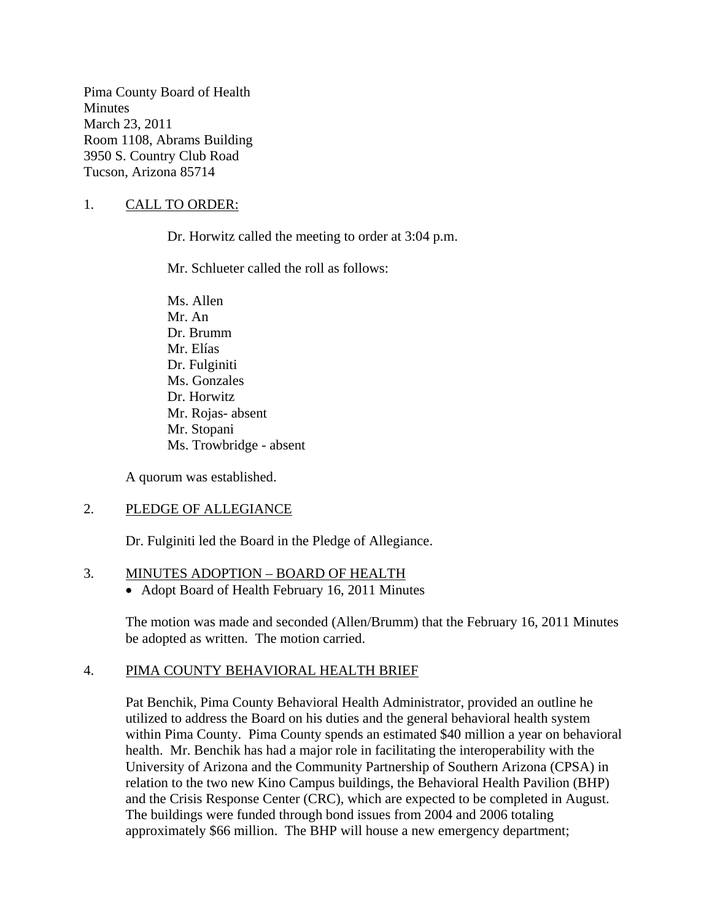Pima County Board of Health
Minutes
March 23, 2011
Room 1108, Abrams Building
3950 S. Country Club Road
Tucson, Arizona 85714

1. <u>CALL TO ORDER:</u>

   Dr. Horwitz called the meeting to order at 3:04 p.m.

   Mr. Schlueter called the roll as follows:

   Ms. Allen
   Mr. An
   Dr. Brumm
   Mr. Elías
   Dr. Fulginiti
   Ms. Gonzales
   Dr. Horwitz
   Mr. Rojas- absent
   Mr. Stopani
   Ms. Trowbridge - absent

   A quorum was established.

2. <u>PLEDGE OF ALLEGIANCE</u>

   Dr. Fulginiti led the Board in the Pledge of Allegiance.

3. <u>MINUTES ADOPTION – BOARD OF HEALTH</u>
   - Adopt Board of Health February 16, 2011 Minutes

   The motion was made and seconded (Allen/Brumm) that the February 16, 2011 Minutes be adopted as written. The motion carried.

4. <u>PIMA COUNTY BEHAVIORAL HEALTH BRIEF</u>

   Pat Benchik, Pima County Behavioral Health Administrator, provided an outline he utilized to address the Board on his duties and the general behavioral health system within Pima County. Pima County spends an estimated $40 million a year on behavioral health. Mr. Benchik has had a major role in facilitating the interoperability with the University of Arizona and the Community Partnership of Southern Arizona (CPSA) in relation to the two new Kino Campus buildings, the Behavioral Health Pavilion (BHP) and the Crisis Response Center (CRC), which are expected to be completed in August. The buildings were funded through bond issues from 2004 and 2006 totaling approximately $66 million. The BHP will house a new emergency department;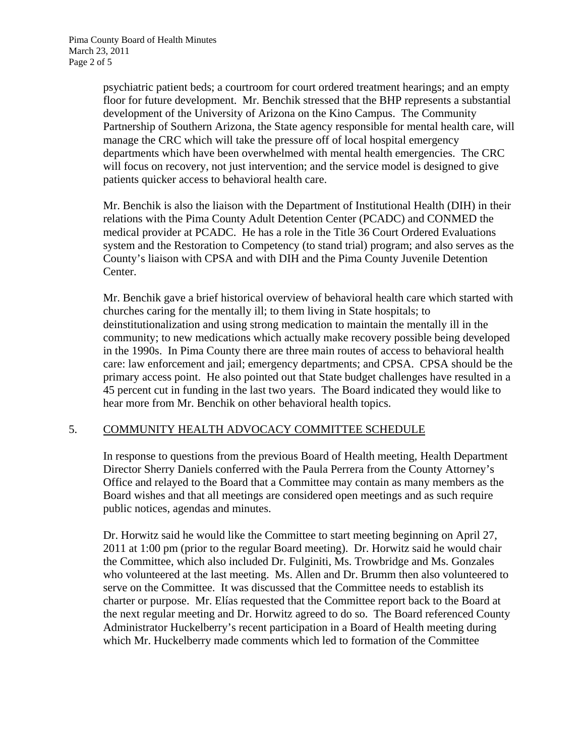psychiatric patient beds; a courtroom for court ordered treatment hearings; and an empty floor for future development. Mr. Benchik stressed that the BHP represents a substantial development of the University of Arizona on the Kino Campus. The Community Partnership of Southern Arizona, the State agency responsible for mental health care, will manage the CRC which will take the pressure off of local hospital emergency departments which have been overwhelmed with mental health emergencies. The CRC will focus on recovery, not just intervention; and the service model is designed to give patients quicker access to behavioral health care.

Mr. Benchik is also the liaison with the Department of Institutional Health (DIH) in their relations with the Pima County Adult Detention Center (PCADC) and CONMED the medical provider at PCADC. He has a role in the Title 36 Court Ordered Evaluations system and the Restoration to Competency (to stand trial) program; and also serves as the County's liaison with CPSA and with DIH and the Pima County Juvenile Detention Center.

Mr. Benchik gave a brief historical overview of behavioral health care which started with churches caring for the mentally ill; to them living in State hospitals; to deinstitutionalization and using strong medication to maintain the mentally ill in the community; to new medications which actually make recovery possible being developed in the 1990s. In Pima County there are three main routes of access to behavioral health care: law enforcement and jail; emergency departments; and CPSA. CPSA should be the primary access point. He also pointed out that State budget challenges have resulted in a 45 percent cut in funding in the last two years. The Board indicated they would like to hear more from Mr. Benchik on other behavioral health topics.

5. COMMUNITY HEALTH ADVOCACY COMMITTEE SCHEDULE

In response to questions from the previous Board of Health meeting, Health Department Director Sherry Daniels conferred with the Paula Perrera from the County Attorney's Office and relayed to the Board that a Committee may contain as many members as the Board wishes and that all meetings are considered open meetings and as such require public notices, agendas and minutes.

Dr. Horwitz said he would like the Committee to start meeting beginning on April 27, 2011 at 1:00 pm (prior to the regular Board meeting). Dr. Horwitz said he would chair the Committee, which also included Dr. Fulginiti, Ms. Trowbridge and Ms. Gonzales who volunteered at the last meeting. Ms. Allen and Dr. Brumm then also volunteered to serve on the Committee. It was discussed that the Committee needs to establish its charter or purpose. Mr. Elías requested that the Committee report back to the Board at the next regular meeting and Dr. Horwitz agreed to do so. The Board referenced County Administrator Huckelberry's recent participation in a Board of Health meeting during which Mr. Huckelberry made comments which led to formation of the Committee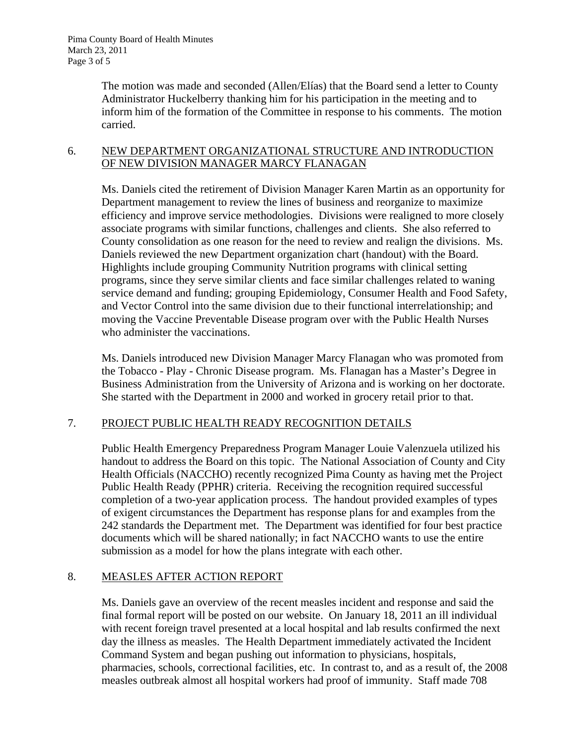The motion was made and seconded (Allen/Elías) that the Board send a letter to County Administrator Huckelberry thanking him for his participation in the meeting and to inform him of the formation of the Committee in response to his comments. The motion carried.

## 6. NEW DEPARTMENT ORGANIZATIONAL STRUCTURE AND INTRODUCTION OF NEW DIVISION MANAGER MARCY FLANAGAN

Ms. Daniels cited the retirement of Division Manager Karen Martin as an opportunity for Department management to review the lines of business and reorganize to maximize efficiency and improve service methodologies. Divisions were realigned to more closely associate programs with similar functions, challenges and clients. She also referred to County consolidation as one reason for the need to review and realign the divisions. Ms. Daniels reviewed the new Department organization chart (handout) with the Board. Highlights include grouping Community Nutrition programs with clinical setting programs, since they serve similar clients and face similar challenges related to waning service demand and funding; grouping Epidemiology, Consumer Health and Food Safety, and Vector Control into the same division due to their functional interrelationship; and moving the Vaccine Preventable Disease program over with the Public Health Nurses who administer the vaccinations.

Ms. Daniels introduced new Division Manager Marcy Flanagan who was promoted from the Tobacco - Play - Chronic Disease program. Ms. Flanagan has a Master's Degree in Business Administration from the University of Arizona and is working on her doctorate. She started with the Department in 2000 and worked in grocery retail prior to that.

## 7. PROJECT PUBLIC HEALTH READY RECOGNITION DETAILS

Public Health Emergency Preparedness Program Manager Louie Valenzuela utilized his handout to address the Board on this topic. The National Association of County and City Health Officials (NACCHO) recently recognized Pima County as having met the Project Public Health Ready (PPHR) criteria. Receiving the recognition required successful completion of a two-year application process. The handout provided examples of types of exigent circumstances the Department has response plans for and examples from the 242 standards the Department met. The Department was identified for four best practice documents which will be shared nationally; in fact NACCHO wants to use the entire submission as a model for how the plans integrate with each other.

## 8. MEASLES AFTER ACTION REPORT

Ms. Daniels gave an overview of the recent measles incident and response and said the final formal report will be posted on our website. On January 18, 2011 an ill individual with recent foreign travel presented at a local hospital and lab results confirmed the next day the illness as measles. The Health Department immediately activated the Incident Command System and began pushing out information to physicians, hospitals, pharmacies, schools, correctional facilities, etc. In contrast to, and as a result of, the 2008 measles outbreak almost all hospital workers had proof of immunity. Staff made 708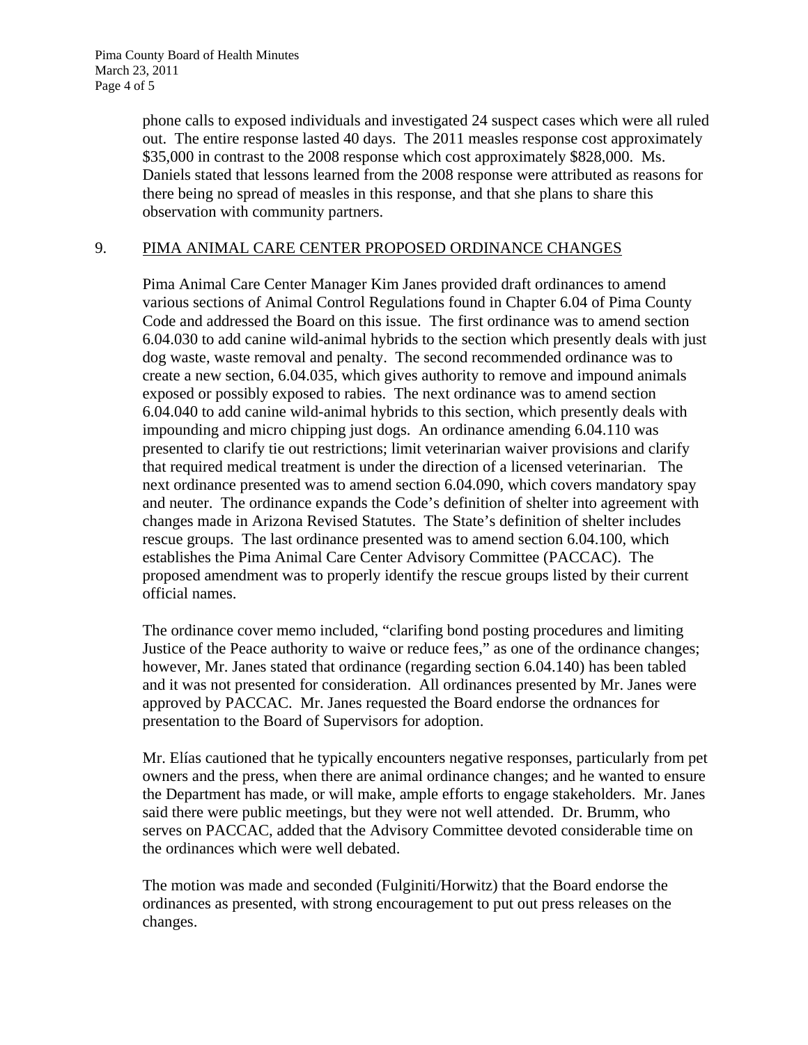phone calls to exposed individuals and investigated 24 suspect cases which were all ruled out. The entire response lasted 40 days. The 2011 measles response cost approximately $35,000 in contrast to the 2008 response which cost approximately $828,000. Ms. Daniels stated that lessons learned from the 2008 response were attributed as reasons for there being no spread of measles in this response, and that she plans to share this observation with community partners.

## 9. PIMA ANIMAL CARE CENTER PROPOSED ORDINANCE CHANGES

Pima Animal Care Center Manager Kim Janes provided draft ordinances to amend various sections of Animal Control Regulations found in Chapter 6.04 of Pima County Code and addressed the Board on this issue. The first ordinance was to amend section 6.04.030 to add canine wild-animal hybrids to the section which presently deals with just dog waste, waste removal and penalty. The second recommended ordinance was to create a new section, 6.04.035, which gives authority to remove and impound animals exposed or possibly exposed to rabies. The next ordinance was to amend section 6.04.040 to add canine wild-animal hybrids to this section, which presently deals with impounding and micro chipping just dogs. An ordinance amending 6.04.110 was presented to clarify tie out restrictions; limit veterinarian waiver provisions and clarify that required medical treatment is under the direction of a licensed veterinarian. The next ordinance presented was to amend section 6.04.090, which covers mandatory spay and neuter. The ordinance expands the Code's definition of shelter into agreement with changes made in Arizona Revised Statutes. The State's definition of shelter includes rescue groups. The last ordinance presented was to amend section 6.04.100, which establishes the Pima Animal Care Center Advisory Committee (PACCAC). The proposed amendment was to properly identify the rescue groups listed by their current official names.

The ordinance cover memo included, "clarifing bond posting procedures and limiting Justice of the Peace authority to waive or reduce fees," as one of the ordinance changes; however, Mr. Janes stated that ordinance (regarding section 6.04.140) has been tabled and it was not presented for consideration. All ordinances presented by Mr. Janes were approved by PACCAC. Mr. Janes requested the Board endorse the ordnances for presentation to the Board of Supervisors for adoption.

Mr. Elías cautioned that he typically encounters negative responses, particularly from pet owners and the press, when there are animal ordinance changes; and he wanted to ensure the Department has made, or will make, ample efforts to engage stakeholders. Mr. Janes said there were public meetings, but they were not well attended. Dr. Brumm, who serves on PACCAC, added that the Advisory Committee devoted considerable time on the ordinances which were well debated.

The motion was made and seconded (Fulginiti/Horwitz) that the Board endorse the ordinances as presented, with strong encouragement to put out press releases on the changes.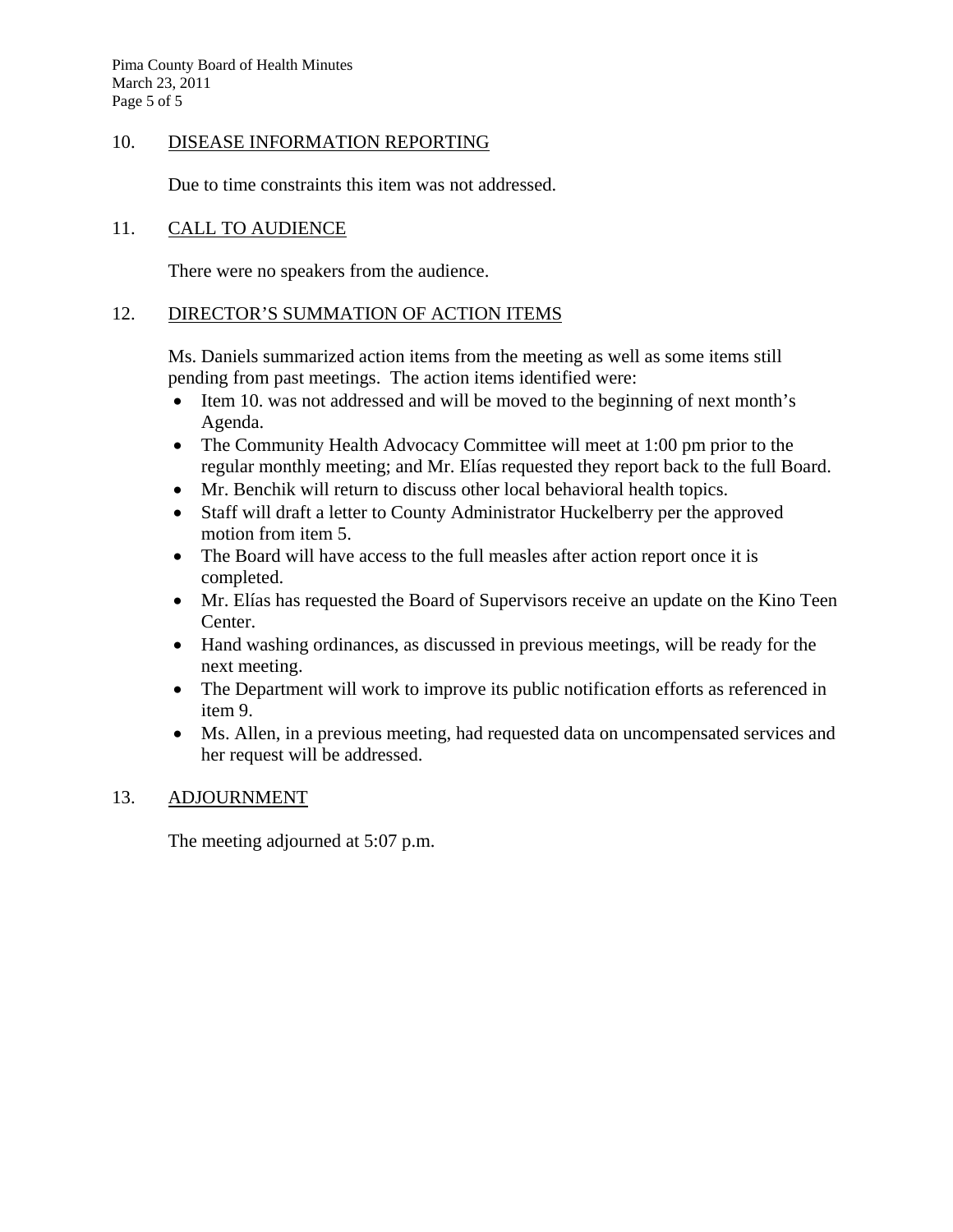## 10. DISEASE INFORMATION REPORTING

Due to time constraints this item was not addressed.

## 11. CALL TO AUDIENCE

There were no speakers from the audience.

## 12. DIRECTOR'S SUMMATION OF ACTION ITEMS

Ms. Daniels summarized action items from the meeting as well as some items still pending from past meetings. The action items identified were:

- Item 10. was not addressed and will be moved to the beginning of next month's Agenda.
- The Community Health Advocacy Committee will meet at 1:00 pm prior to the regular monthly meeting; and Mr. Elías requested they report back to the full Board.
- Mr. Benchik will return to discuss other local behavioral health topics.
- Staff will draft a letter to County Administrator Huckelberry per the approved motion from item 5.
- The Board will have access to the full measles after action report once it is completed.
- Mr. Elías has requested the Board of Supervisors receive an update on the Kino Teen Center.
- Hand washing ordinances, as discussed in previous meetings, will be ready for the next meeting.
- The Department will work to improve its public notification efforts as referenced in item 9.
- Ms. Allen, in a previous meeting, had requested data on uncompensated services and her request will be addressed.

## 13. ADJOURNMENT

The meeting adjourned at 5:07 p.m.